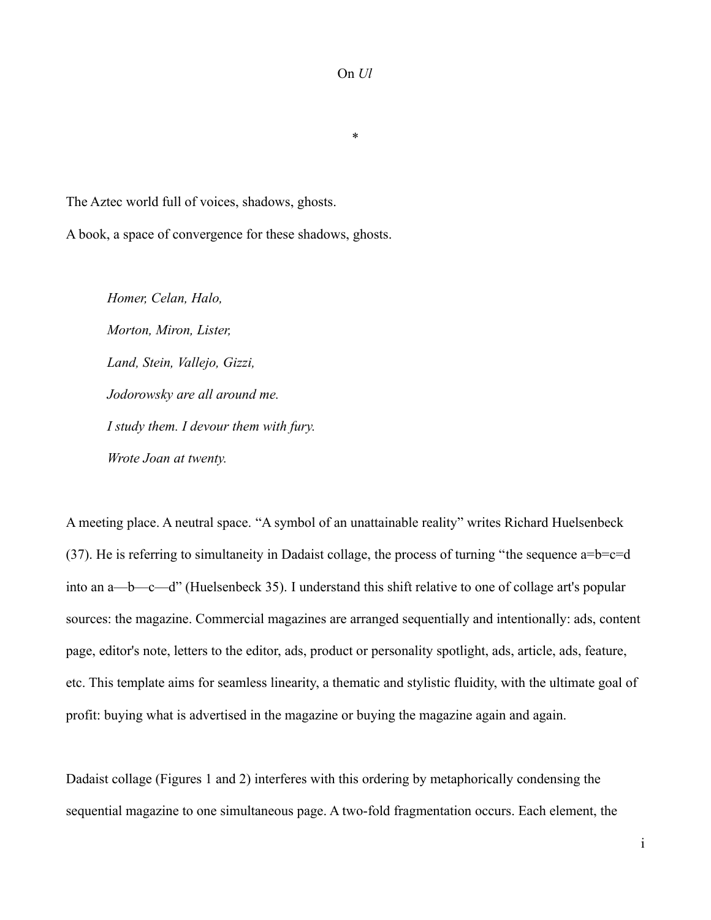# On *Ul*

\*

The Aztec world full of voices, shadows, ghosts.

A book, a space of convergence for these shadows, ghosts.

> *Homer, Celan, Halo,*
>
> *Morton, Miron, Lister,*
>
> *Land, Stein, Vallejo, Gizzi,*
>
> *Jodorowsky are all around me.*
>
> *I study them. I devour them with fury.*
>
> *Wrote Joan at twenty.*

A meeting place. A neutral space. "A symbol of an unattainable reality" writes Richard Huelsenbeck (37). He is referring to simultaneity in Dadaist collage, the process of turning "the sequence a=b=c=d into an a—b—c—d" (Huelsenbeck 35). I understand this shift relative to one of collage art's popular sources: the magazine. Commercial magazines are arranged sequentially and intentionally: ads, content page, editor's note, letters to the editor, ads, product or personality spotlight, ads, article, ads, feature, etc. This template aims for seamless linearity, a thematic and stylistic fluidity, with the ultimate goal of profit: buying what is advertised in the magazine or buying the magazine again and again.

Dadaist collage (Figures 1 and 2) interferes with this ordering by metaphorically condensing the sequential magazine to one simultaneous page. A two-fold fragmentation occurs. Each element, the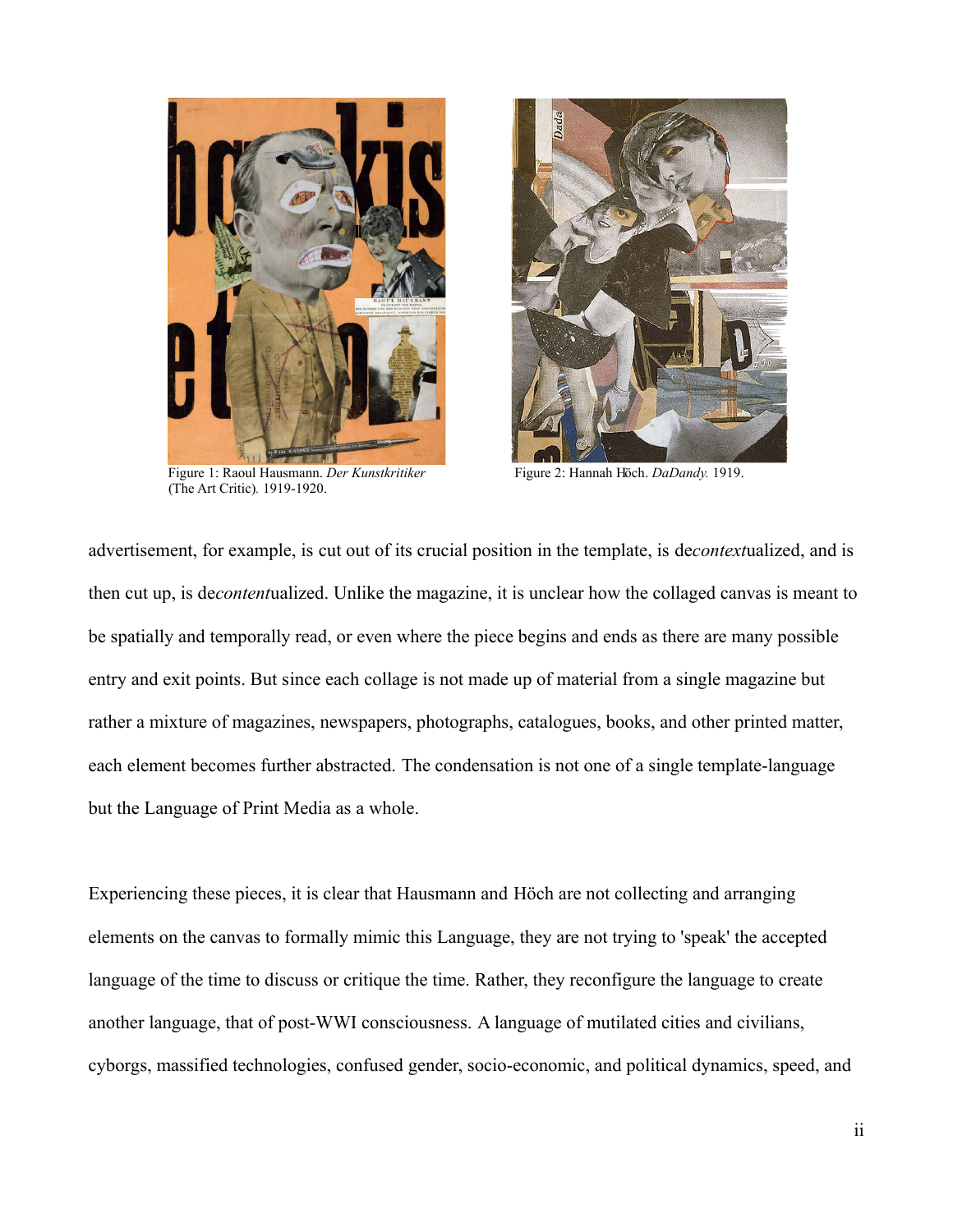Figure 1: Raoul Hausmann. *Der Kunstkritiker* (The Art Critic). 1919-1920.

Figure 2: Hannah Höch. *DaDandy.* 1919.

advertisement, for example, is cut out of its crucial position in the template, is de*context*ualized, and is then cut up, is de*content*ualized. Unlike the magazine, it is unclear how the collaged canvas is meant to be spatially and temporally read, or even where the piece begins and ends as there are many possible entry and exit points. But since each collage is not made up of material from a single magazine but rather a mixture of magazines, newspapers, photographs, catalogues, books, and other printed matter, each element becomes further abstracted. The condensation is not one of a single template-language but the Language of Print Media as a whole.

Experiencing these pieces, it is clear that Hausmann and Höch are not collecting and arranging elements on the canvas to formally mimic this Language, they are not trying to 'speak' the accepted language of the time to discuss or critique the time. Rather, they reconfigure the language to create another language, that of post-WWI consciousness. A language of mutilated cities and civilians, cyborgs, massified technologies, confused gender, socio-economic, and political dynamics, speed, and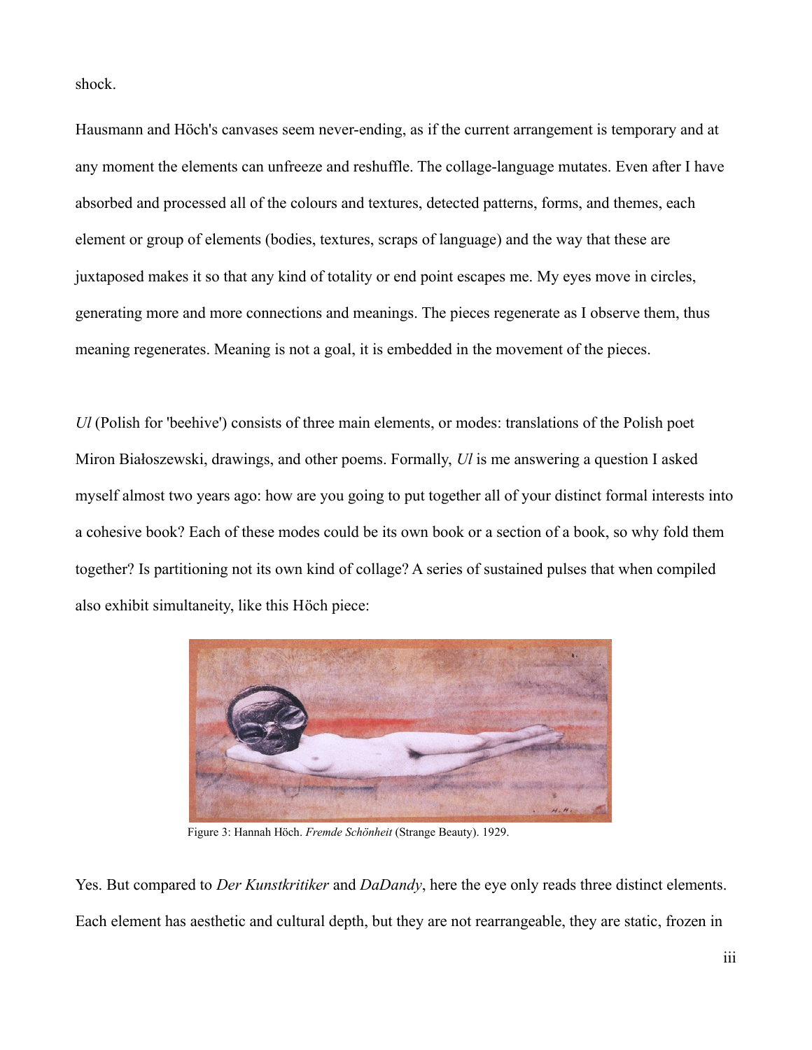shock.

Hausmann and Höch's canvases seem never-ending, as if the current arrangement is temporary and at any moment the elements can unfreeze and reshuffle. The collage-language mutates. Even after I have absorbed and processed all of the colours and textures, detected patterns, forms, and themes, each element or group of elements (bodies, textures, scraps of language) and the way that these are juxtaposed makes it so that any kind of totality or end point escapes me. My eyes move in circles, generating more and more connections and meanings. The pieces regenerate as I observe them, thus meaning regenerates. Meaning is not a goal, it is embedded in the movement of the pieces.

*Ul* (Polish for 'beehive') consists of three main elements, or modes: translations of the Polish poet Miron Białoszewski, drawings, and other poems. Formally, *Ul* is me answering a question I asked myself almost two years ago: how are you going to put together all of your distinct formal interests into a cohesive book? Each of these modes could be its own book or a section of a book, so why fold them together? Is partitioning not its own kind of collage? A series of sustained pulses that when compiled also exhibit simultaneity, like this Höch piece:

Figure 3: Hannah Höch. *Fremde Schönheit* (Strange Beauty). 1929.

Yes. But compared to *Der Kunstkritiker* and *DaDandy*, here the eye only reads three distinct elements. Each element has aesthetic and cultural depth, but they are not rearrangeable, they are static, frozen in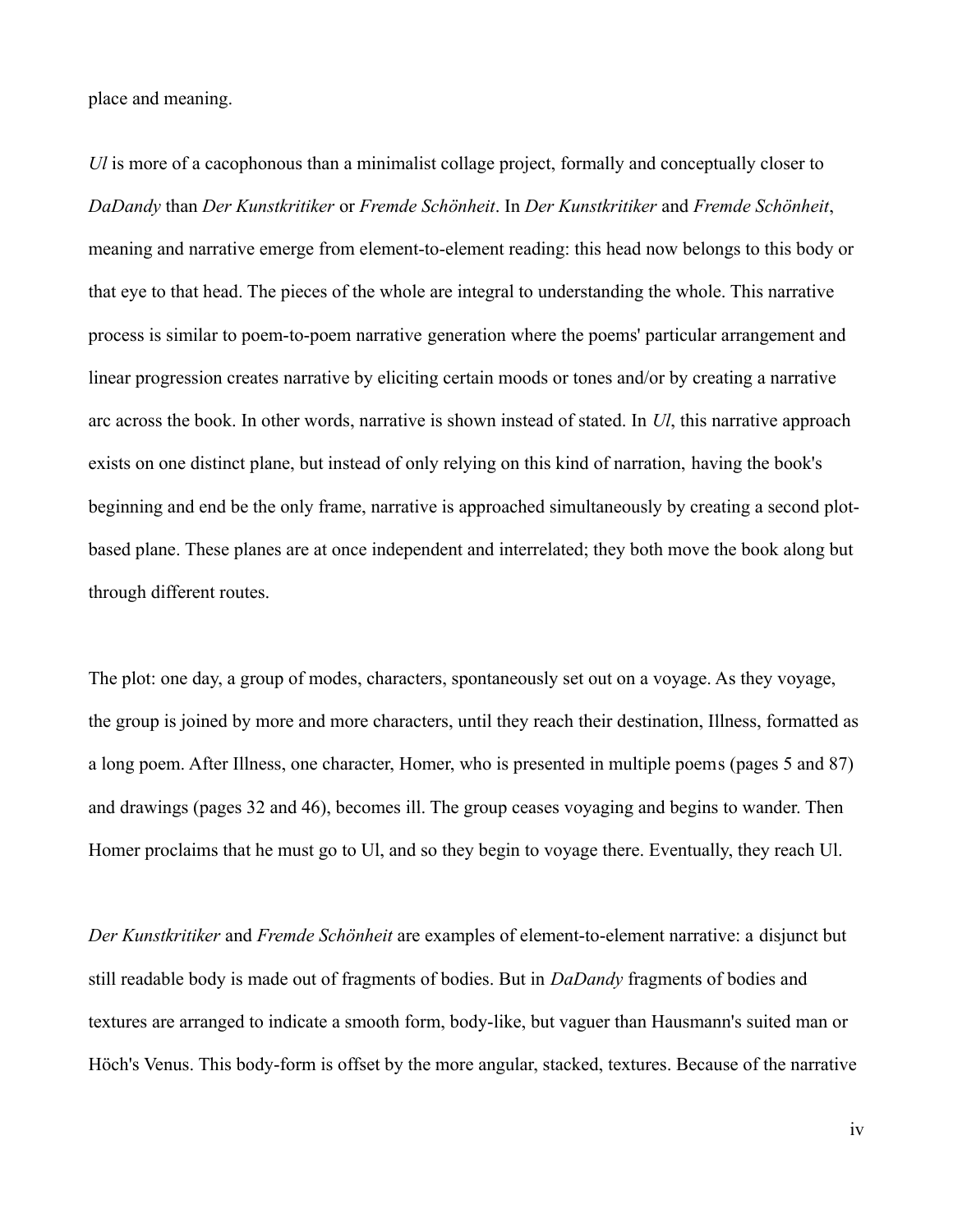place and meaning.

*Ul* is more of a cacophonous than a minimalist collage project, formally and conceptually closer to *DaDandy* than *Der Kunstkritiker* or *Fremde Schönheit*. In *Der Kunstkritiker* and *Fremde Schönheit*, meaning and narrative emerge from element-to-element reading: this head now belongs to this body or that eye to that head. The pieces of the whole are integral to understanding the whole. This narrative process is similar to poem-to-poem narrative generation where the poems' particular arrangement and linear progression creates narrative by eliciting certain moods or tones and/or by creating a narrative arc across the book. In other words, narrative is shown instead of stated. In *Ul*, this narrative approach exists on one distinct plane, but instead of only relying on this kind of narration, having the book's beginning and end be the only frame, narrative is approached simultaneously by creating a second plot-based plane. These planes are at once independent and interrelated; they both move the book along but through different routes.

The plot: one day, a group of modes, characters, spontaneously set out on a voyage. As they voyage, the group is joined by more and more characters, until they reach their destination, Illness, formatted as a long poem. After Illness, one character, Homer, who is presented in multiple poems (pages 5 and 87) and drawings (pages 32 and 46), becomes ill. The group ceases voyaging and begins to wander. Then Homer proclaims that he must go to Ul, and so they begin to voyage there. Eventually, they reach Ul.

*Der Kunstkritiker* and *Fremde Schönheit* are examples of element-to-element narrative: a disjunct but still readable body is made out of fragments of bodies. But in *DaDandy* fragments of bodies and textures are arranged to indicate a smooth form, body-like, but vaguer than Hausmann's suited man or Höch's Venus. This body-form is offset by the more angular, stacked, textures. Because of the narrative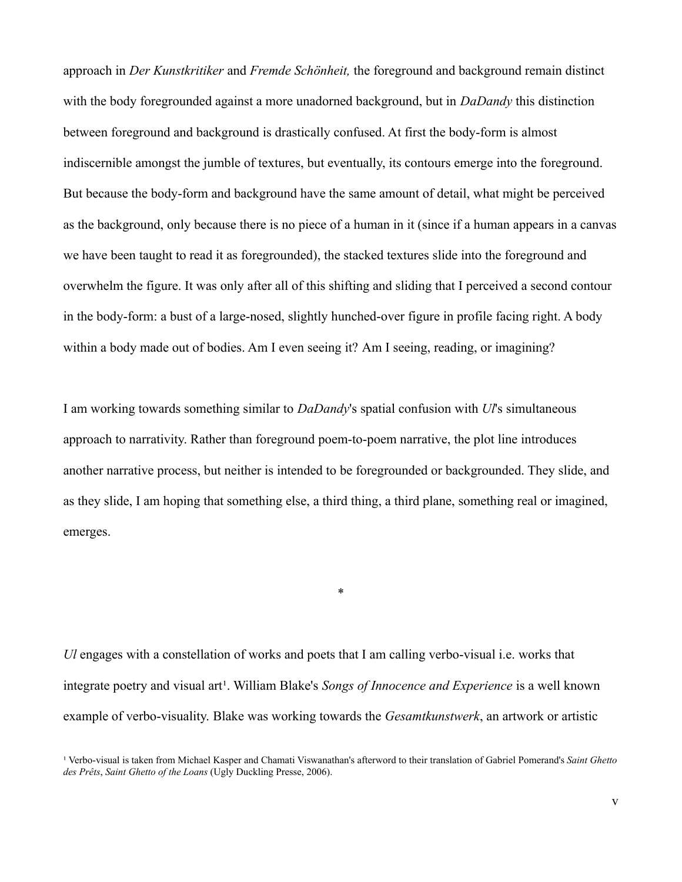approach in *Der Kunstkritiker* and *Fremde Schönheit,* the foreground and background remain distinct with the body foregrounded against a more unadorned background, but in *DaDandy* this distinction between foreground and background is drastically confused. At first the body-form is almost indiscernible amongst the jumble of textures, but eventually, its contours emerge into the foreground. But because the body-form and background have the same amount of detail, what might be perceived as the background, only because there is no piece of a human in it (since if a human appears in a canvas we have been taught to read it as foregrounded), the stacked textures slide into the foreground and overwhelm the figure. It was only after all of this shifting and sliding that I perceived a second contour in the body-form: a bust of a large-nosed, slightly hunched-over figure in profile facing right. A body within a body made out of bodies. Am I even seeing it? Am I seeing, reading, or imagining?

I am working towards something similar to *DaDandy*'s spatial confusion with *Ul*'s simultaneous approach to narrativity. Rather than foreground poem-to-poem narrative, the plot line introduces another narrative process, but neither is intended to be foregrounded or backgrounded. They slide, and as they slide, I am hoping that something else, a third thing, a third plane, something real or imagined, emerges.

*

*Ul* engages with a constellation of works and poets that I am calling verbo-visual i.e. works that integrate poetry and visual art[1]. William Blake's *Songs of Innocence and Experience* is a well known example of verbo-visuality. Blake was working towards the *Gesamtkunstwerk*, an artwork or artistic

[1] Verbo-visual is taken from Michael Kasper and Chamati Viswanathan's afterword to their translation of Gabriel Pomerand's *Saint Ghetto des Prêts*, *Saint Ghetto of the Loans* (Ugly Duckling Presse, 2006).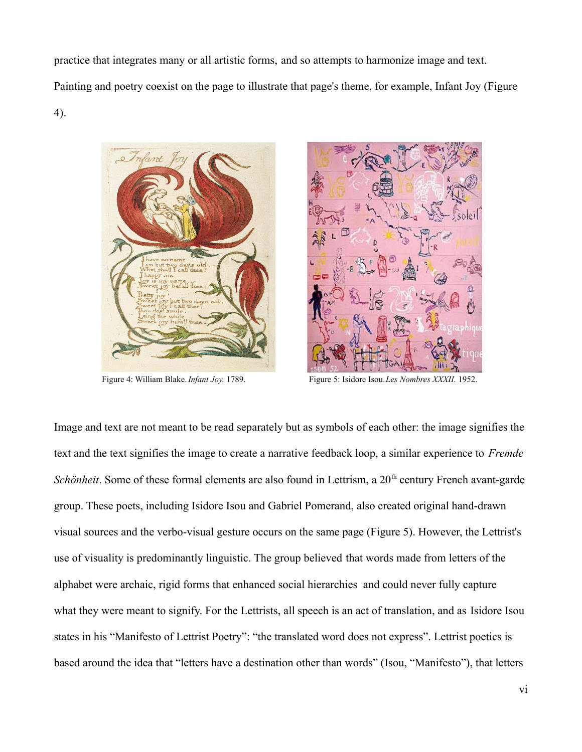practice that integrates many or all artistic forms, and so attempts to harmonize image and text. Painting and poetry coexist on the page to illustrate that page's theme, for example, Infant Joy (Figure 4).

Figure 4: William Blake. *Infant Joy.* 1789.

Figure 5: Isidore Isou. *Les Nombres XXXII.* 1952.

Image and text are not meant to be read separately but as symbols of each other: the image signifies the text and the text signifies the image to create a narrative feedback loop, a similar experience to *Fremde Schönheit*. Some of these formal elements are also found in Lettrism, a 20th century French avant-garde group. These poets, including Isidore Isou and Gabriel Pomerand, also created original hand-drawn visual sources and the verbo-visual gesture occurs on the same page (Figure 5). However, the Lettrist's use of visuality is predominantly linguistic. The group believed that words made from letters of the alphabet were archaic, rigid forms that enhanced social hierarchies and could never fully capture what they were meant to signify. For the Lettrists, all speech is an act of translation, and as Isidore Isou states in his "Manifesto of Lettrist Poetry": "the translated word does not express". Lettrist poetics is based around the idea that "letters have a destination other than words" (Isou, "Manifesto"), that letters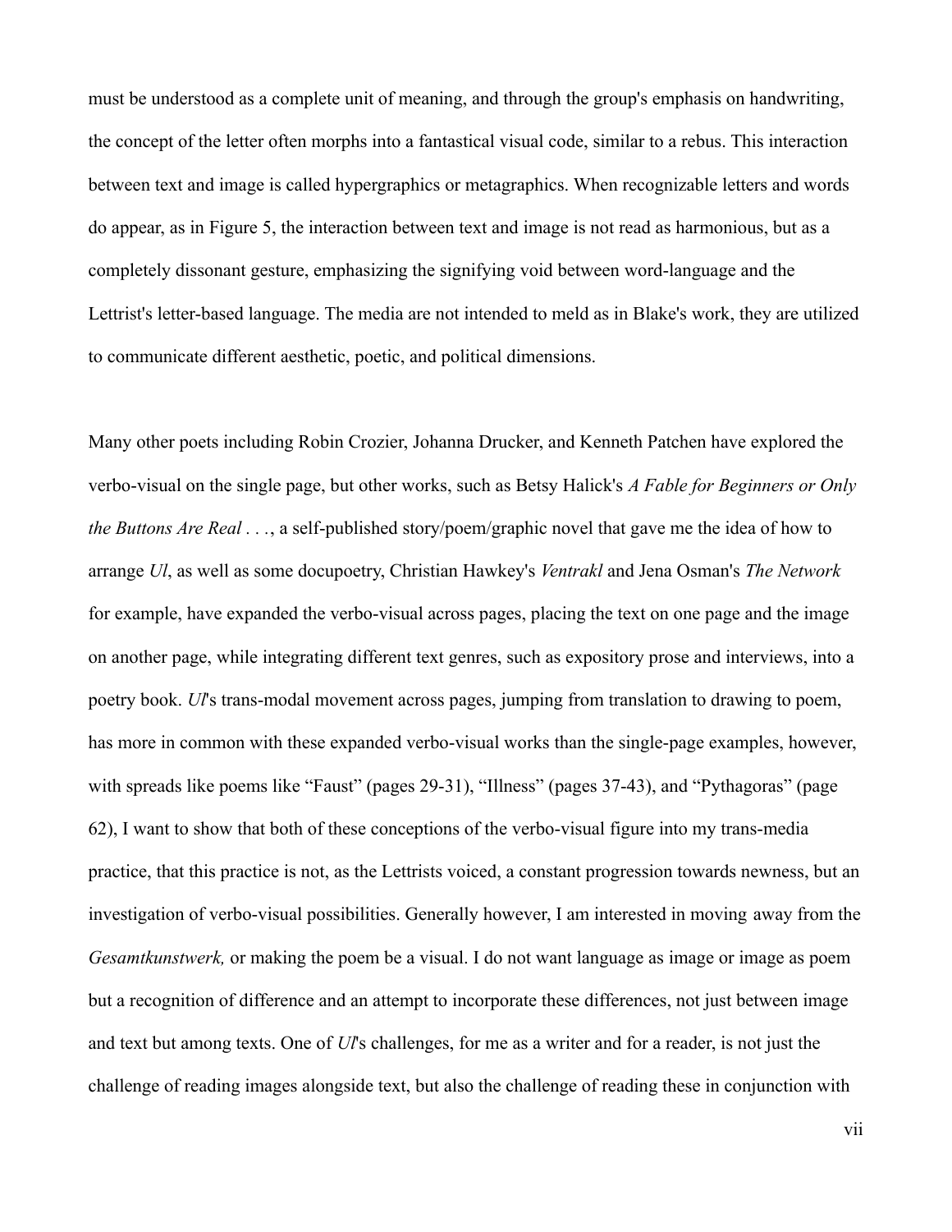must be understood as a complete unit of meaning, and through the group's emphasis on handwriting, the concept of the letter often morphs into a fantastical visual code, similar to a rebus. This interaction between text and image is called hypergraphics or metagraphics. When recognizable letters and words do appear, as in Figure 5, the interaction between text and image is not read as harmonious, but as a completely dissonant gesture, emphasizing the signifying void between word-language and the Lettrist's letter-based language. The media are not intended to meld as in Blake's work, they are utilized to communicate different aesthetic, poetic, and political dimensions.

Many other poets including Robin Crozier, Johanna Drucker, and Kenneth Patchen have explored the verbo-visual on the single page, but other works, such as Betsy Halick's *A Fable for Beginners or Only the Buttons Are Real . . .*, a self-published story/poem/graphic novel that gave me the idea of how to arrange *Ul*, as well as some docupoetry, Christian Hawkey's *Ventrakl* and Jena Osman's *The Network* for example, have expanded the verbo-visual across pages, placing the text on one page and the image on another page, while integrating different text genres, such as expository prose and interviews, into a poetry book. *Ul*'s trans-modal movement across pages, jumping from translation to drawing to poem, has more in common with these expanded verbo-visual works than the single-page examples, however, with spreads like poems like "Faust" (pages 29-31), "Illness" (pages 37-43), and "Pythagoras" (page 62), I want to show that both of these conceptions of the verbo-visual figure into my trans-media practice, that this practice is not, as the Lettrists voiced, a constant progression towards newness, but an investigation of verbo-visual possibilities. Generally however, I am interested in moving away from the *Gesamtkunstwerk,* or making the poem be a visual. I do not want language as image or image as poem but a recognition of difference and an attempt to incorporate these differences, not just between image and text but among texts. One of *Ul*'s challenges, for me as a writer and for a reader, is not just the challenge of reading images alongside text, but also the challenge of reading these in conjunction with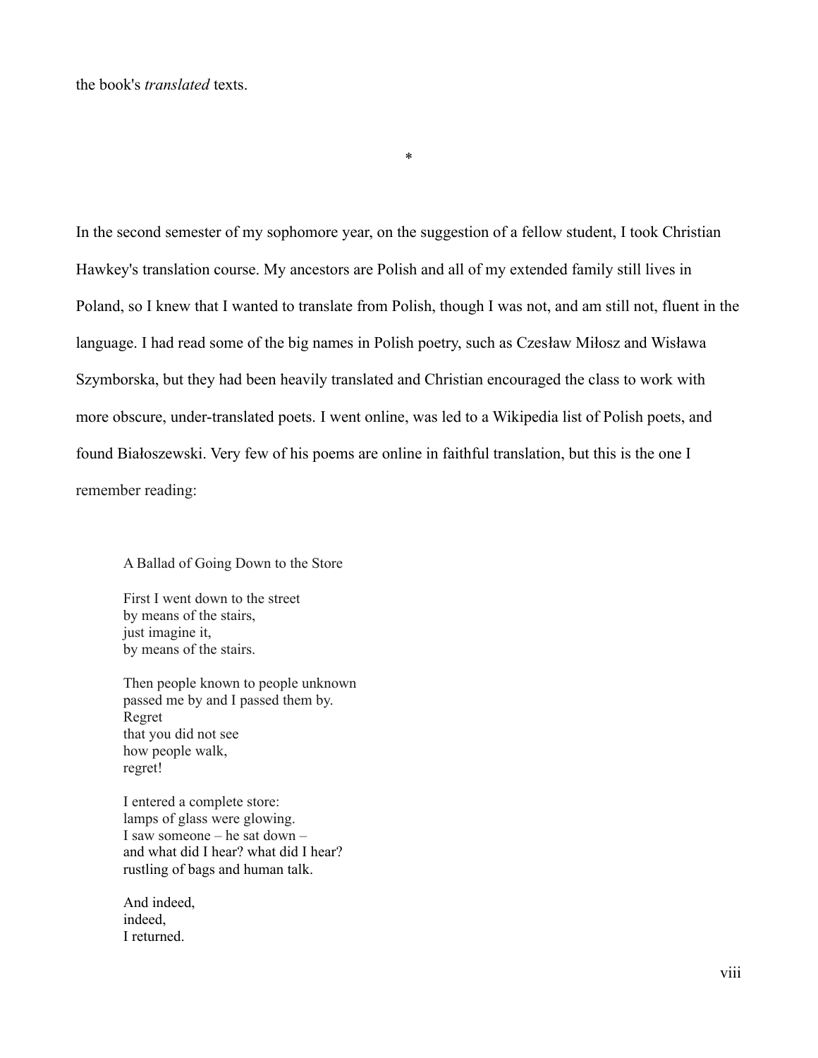the book's *translated* texts.

*

In the second semester of my sophomore year, on the suggestion of a fellow student, I took Christian Hawkey's translation course. My ancestors are Polish and all of my extended family still lives in Poland, so I knew that I wanted to translate from Polish, though I was not, and am still not, fluent in the language. I had read some of the big names in Polish poetry, such as Czesław Miłosz and Wisława Szymborska, but they had been heavily translated and Christian encouraged the class to work with more obscure, under-translated poets. I went online, was led to a Wikipedia list of Polish poets, and found Białoszewski. Very few of his poems are online in faithful translation, but this is the one I remember reading:

> A Ballad of Going Down to the Store
>
> First I went down to the street
> by means of the stairs,
> just imagine it,
> by means of the stairs.
>
> Then people known to people unknown
> passed me by and I passed them by.
> Regret
> that you did not see
> how people walk,
> regret!
>
> I entered a complete store:
> lamps of glass were glowing.
> I saw someone – he sat down –
> and what did I hear? what did I hear?
> rustling of bags and human talk.
>
> And indeed,
> indeed,
> I returned.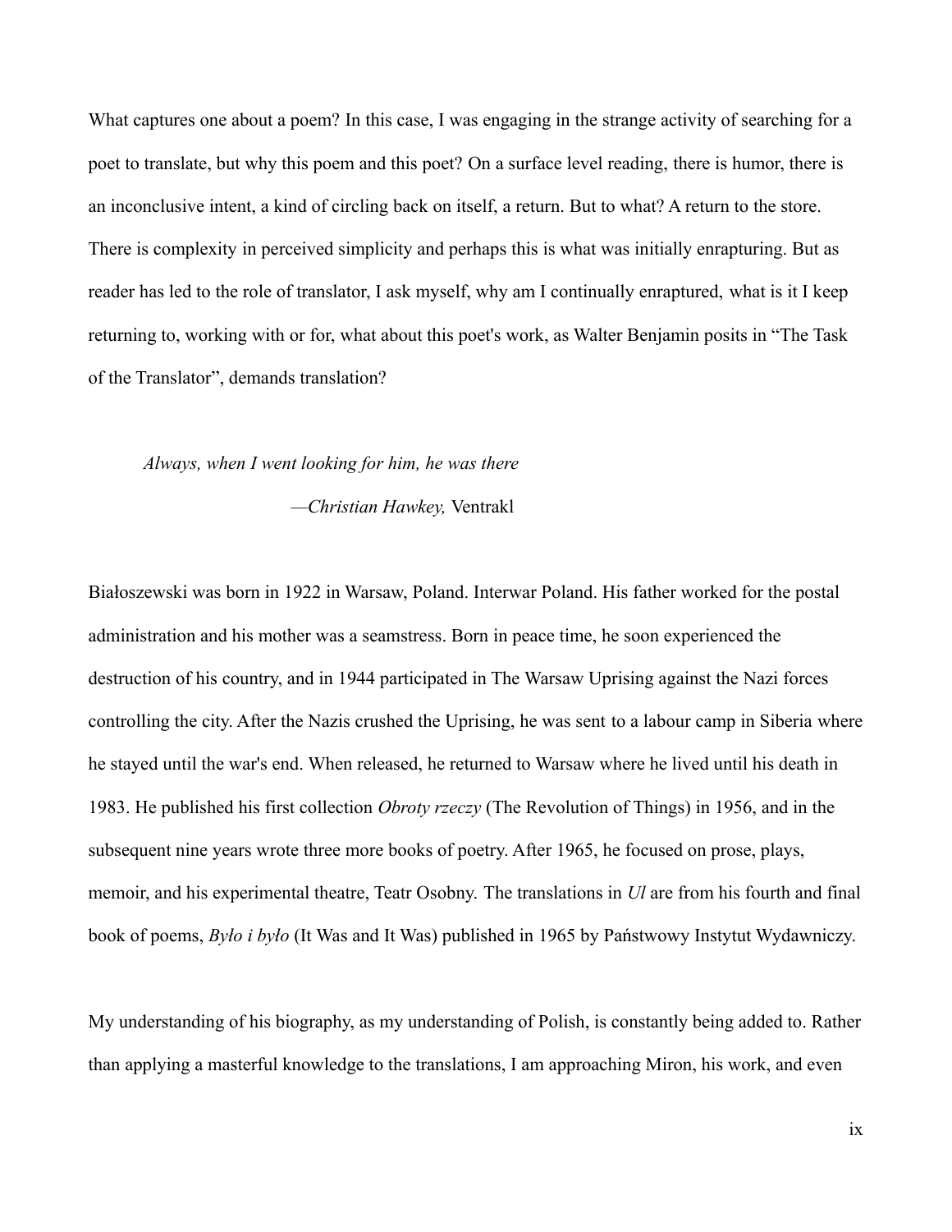What captures one about a poem? In this case, I was engaging in the strange activity of searching for a poet to translate, but why this poem and this poet? On a surface level reading, there is humor, there is an inconclusive intent, a kind of circling back on itself, a return. But to what? A return to the store. There is complexity in perceived simplicity and perhaps this is what was initially enrapturing. But as reader has led to the role of translator, I ask myself, why am I continually enraptured, what is it I keep returning to, working with or for, what about this poet's work, as Walter Benjamin posits in "The Task of the Translator", demands translation?

> *Always, when I went looking for him, he was there*
>
> —*Christian Hawkey,* Ventrakl

Białoszewski was born in 1922 in Warsaw, Poland. Interwar Poland. His father worked for the postal administration and his mother was a seamstress. Born in peace time, he soon experienced the destruction of his country, and in 1944 participated in The Warsaw Uprising against the Nazi forces controlling the city. After the Nazis crushed the Uprising, he was sent to a labour camp in Siberia where he stayed until the war's end. When released, he returned to Warsaw where he lived until his death in 1983. He published his first collection *Obroty rzeczy* (The Revolution of Things) in 1956, and in the subsequent nine years wrote three more books of poetry. After 1965, he focused on prose, plays, memoir, and his experimental theatre, Teatr Osobny. The translations in *Ul* are from his fourth and final book of poems, *Było i było* (It Was and It Was) published in 1965 by Państwowy Instytut Wydawniczy.

My understanding of his biography, as my understanding of Polish, is constantly being added to. Rather than applying a masterful knowledge to the translations, I am approaching Miron, his work, and even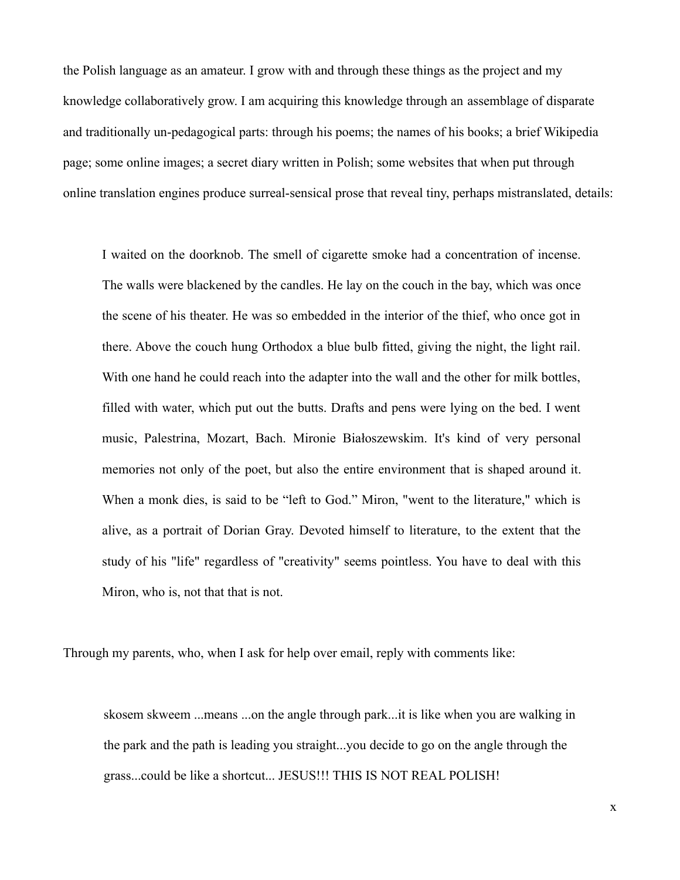the Polish language as an amateur. I grow with and through these things as the project and my knowledge collaboratively grow. I am acquiring this knowledge through an assemblage of disparate and traditionally un-pedagogical parts: through his poems; the names of his books; a brief Wikipedia page; some online images; a secret diary written in Polish; some websites that when put through online translation engines produce surreal-sensical prose that reveal tiny, perhaps mistranslated, details:

> I waited on the doorknob. The smell of cigarette smoke had a concentration of incense. The walls were blackened by the candles. He lay on the couch in the bay, which was once the scene of his theater. He was so embedded in the interior of the thief, who once got in there. Above the couch hung Orthodox a blue bulb fitted, giving the night, the light rail. With one hand he could reach into the adapter into the wall and the other for milk bottles, filled with water, which put out the butts. Drafts and pens were lying on the bed. I went music, Palestrina, Mozart, Bach. Mironie Białoszewskim. It's kind of very personal memories not only of the poet, but also the entire environment that is shaped around it. When a monk dies, is said to be "left to God." Miron, "went to the literature," which is alive, as a portrait of Dorian Gray. Devoted himself to literature, to the extent that the study of his "life" regardless of "creativity" seems pointless. You have to deal with this Miron, who is, not that that is not.

Through my parents, who, when I ask for help over email, reply with comments like:

> skosem skweem ...means ...on the angle through park...it is like when you are walking in the park and the path is leading you straight...you decide to go on the angle through the grass...could be like a shortcut... JESUS!!! THIS IS NOT REAL POLISH!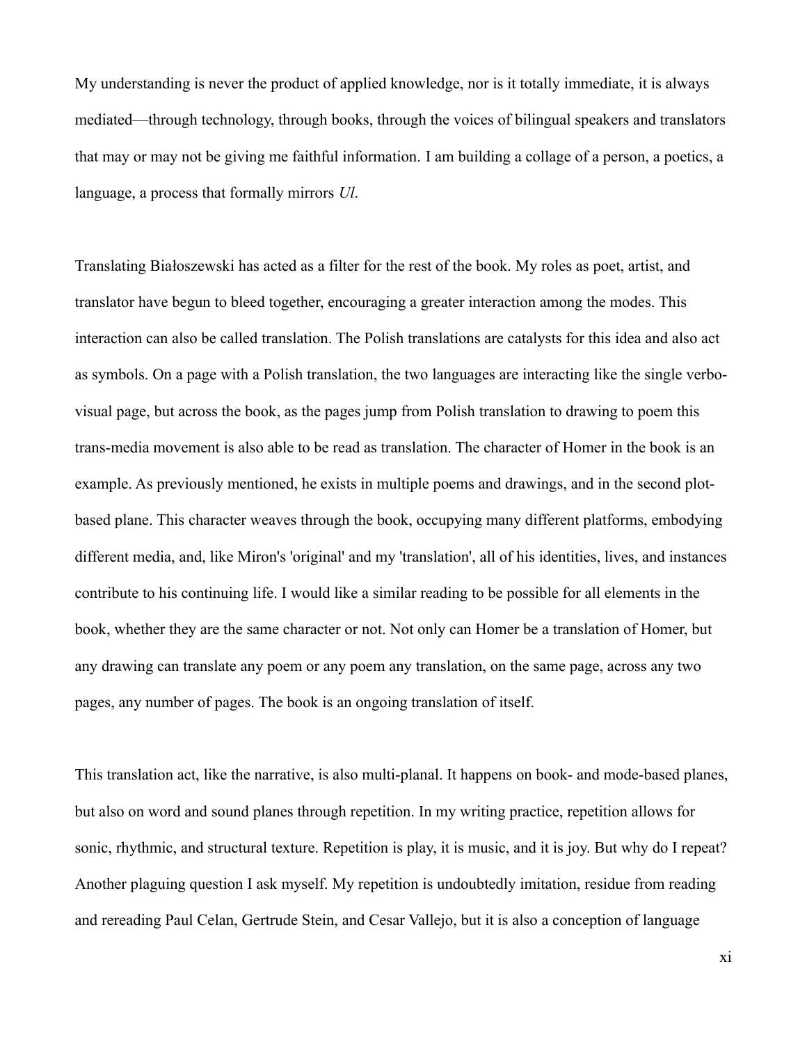My understanding is never the product of applied knowledge, nor is it totally immediate, it is always mediated—through technology, through books, through the voices of bilingual speakers and translators that may or may not be giving me faithful information. I am building a collage of a person, a poetics, a language, a process that formally mirrors *Ul*.

Translating Białoszewski has acted as a filter for the rest of the book. My roles as poet, artist, and translator have begun to bleed together, encouraging a greater interaction among the modes. This interaction can also be called translation. The Polish translations are catalysts for this idea and also act as symbols. On a page with a Polish translation, the two languages are interacting like the single verbo-visual page, but across the book, as the pages jump from Polish translation to drawing to poem this trans-media movement is also able to be read as translation. The character of Homer in the book is an example. As previously mentioned, he exists in multiple poems and drawings, and in the second plot-based plane. This character weaves through the book, occupying many different platforms, embodying different media, and, like Miron's 'original' and my 'translation', all of his identities, lives, and instances contribute to his continuing life. I would like a similar reading to be possible for all elements in the book, whether they are the same character or not. Not only can Homer be a translation of Homer, but any drawing can translate any poem or any poem any translation, on the same page, across any two pages, any number of pages. The book is an ongoing translation of itself.

This translation act, like the narrative, is also multi-planal. It happens on book- and mode-based planes, but also on word and sound planes through repetition. In my writing practice, repetition allows for sonic, rhythmic, and structural texture. Repetition is play, it is music, and it is joy. But why do I repeat? Another plaguing question I ask myself. My repetition is undoubtedly imitation, residue from reading and rereading Paul Celan, Gertrude Stein, and Cesar Vallejo, but it is also a conception of language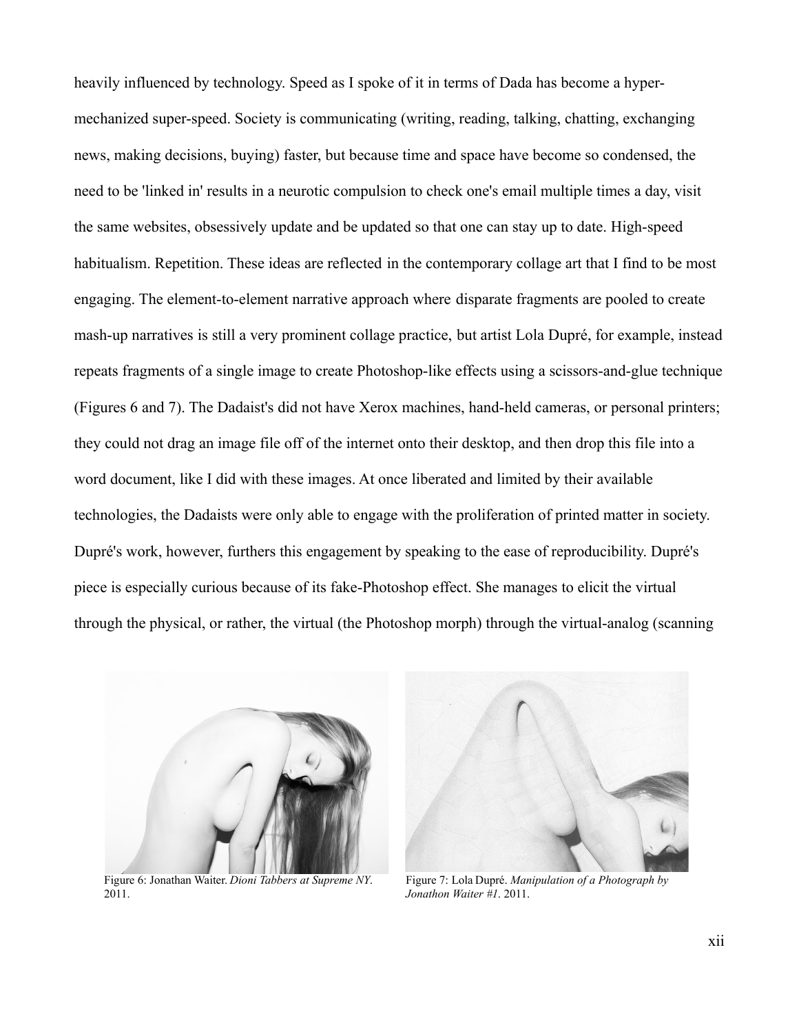heavily influenced by technology. Speed as I spoke of it in terms of Dada has become a hyper-mechanized super-speed. Society is communicating (writing, reading, talking, chatting, exchanging news, making decisions, buying) faster, but because time and space have become so condensed, the need to be 'linked in' results in a neurotic compulsion to check one's email multiple times a day, visit the same websites, obsessively update and be updated so that one can stay up to date. High-speed habitualism. Repetition. These ideas are reflected in the contemporary collage art that I find to be most engaging. The element-to-element narrative approach where disparate fragments are pooled to create mash-up narratives is still a very prominent collage practice, but artist Lola Dupré, for example, instead repeats fragments of a single image to create Photoshop-like effects using a scissors-and-glue technique (Figures 6 and 7). The Dadaist's did not have Xerox machines, hand-held cameras, or personal printers; they could not drag an image file off of the internet onto their desktop, and then drop this file into a word document, like I did with these images. At once liberated and limited by their available technologies, the Dadaists were only able to engage with the proliferation of printed matter in society. Dupré's work, however, furthers this engagement by speaking to the ease of reproducibility. Dupré's piece is especially curious because of its fake-Photoshop effect. She manages to elicit the virtual through the physical, or rather, the virtual (the Photoshop morph) through the virtual-analog (scanning

Figure 6: Jonathan Waiter. *Dioni Tabbers at Supreme NY*. 2011.

Figure 7: Lola Dupré. *Manipulation of a Photograph by Jonathon Waiter #1*. 2011.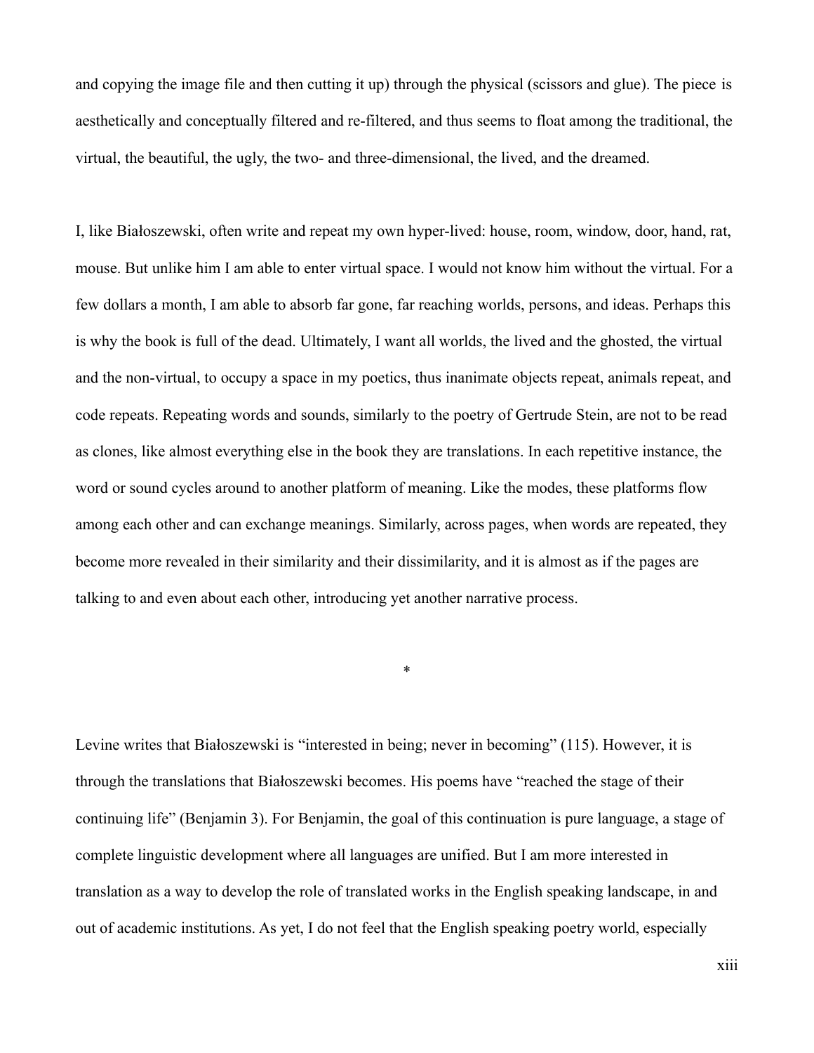and copying the image file and then cutting it up) through the physical (scissors and glue). The piece is aesthetically and conceptually filtered and re-filtered, and thus seems to float among the traditional, the virtual, the beautiful, the ugly, the two- and three-dimensional, the lived, and the dreamed.

I, like Białoszewski, often write and repeat my own hyper-lived: house, room, window, door, hand, rat, mouse. But unlike him I am able to enter virtual space. I would not know him without the virtual. For a few dollars a month, I am able to absorb far gone, far reaching worlds, persons, and ideas. Perhaps this is why the book is full of the dead. Ultimately, I want all worlds, the lived and the ghosted, the virtual and the non-virtual, to occupy a space in my poetics, thus inanimate objects repeat, animals repeat, and code repeats. Repeating words and sounds, similarly to the poetry of Gertrude Stein, are not to be read as clones, like almost everything else in the book they are translations. In each repetitive instance, the word or sound cycles around to another platform of meaning. Like the modes, these platforms flow among each other and can exchange meanings. Similarly, across pages, when words are repeated, they become more revealed in their similarity and their dissimilarity, and it is almost as if the pages are talking to and even about each other, introducing yet another narrative process.

*

Levine writes that Białoszewski is "interested in being; never in becoming" (115). However, it is through the translations that Białoszewski becomes. His poems have "reached the stage of their continuing life" (Benjamin 3). For Benjamin, the goal of this continuation is pure language, a stage of complete linguistic development where all languages are unified. But I am more interested in translation as a way to develop the role of translated works in the English speaking landscape, in and out of academic institutions. As yet, I do not feel that the English speaking poetry world, especially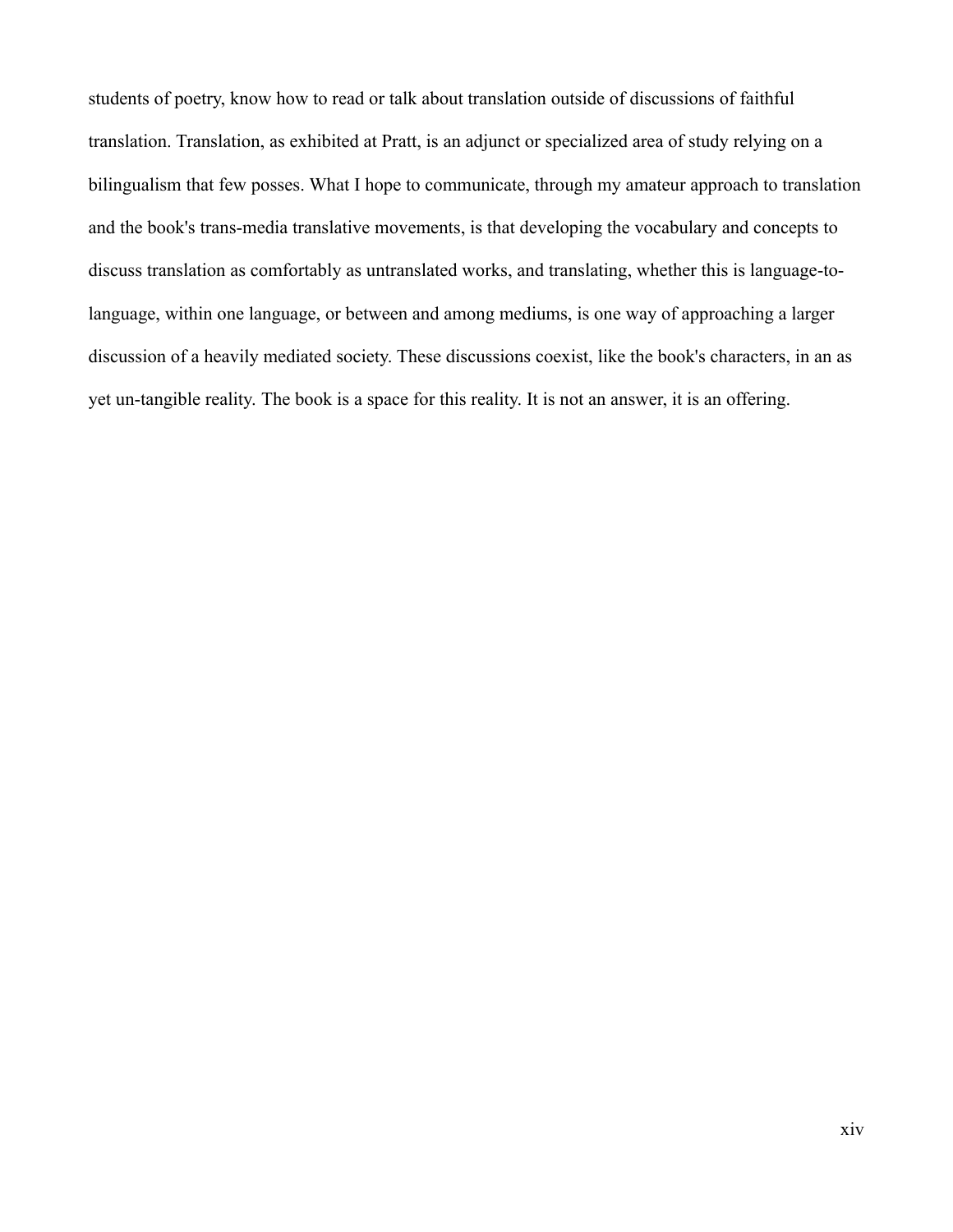students of poetry, know how to read or talk about translation outside of discussions of faithful translation. Translation, as exhibited at Pratt, is an adjunct or specialized area of study relying on a bilingualism that few posses. What I hope to communicate, through my amateur approach to translation and the book's trans-media translative movements, is that developing the vocabulary and concepts to discuss translation as comfortably as untranslated works, and translating, whether this is language-to-language, within one language, or between and among mediums, is one way of approaching a larger discussion of a heavily mediated society. These discussions coexist, like the book's characters, in an as yet un-tangible reality. The book is a space for this reality. It is not an answer, it is an offering.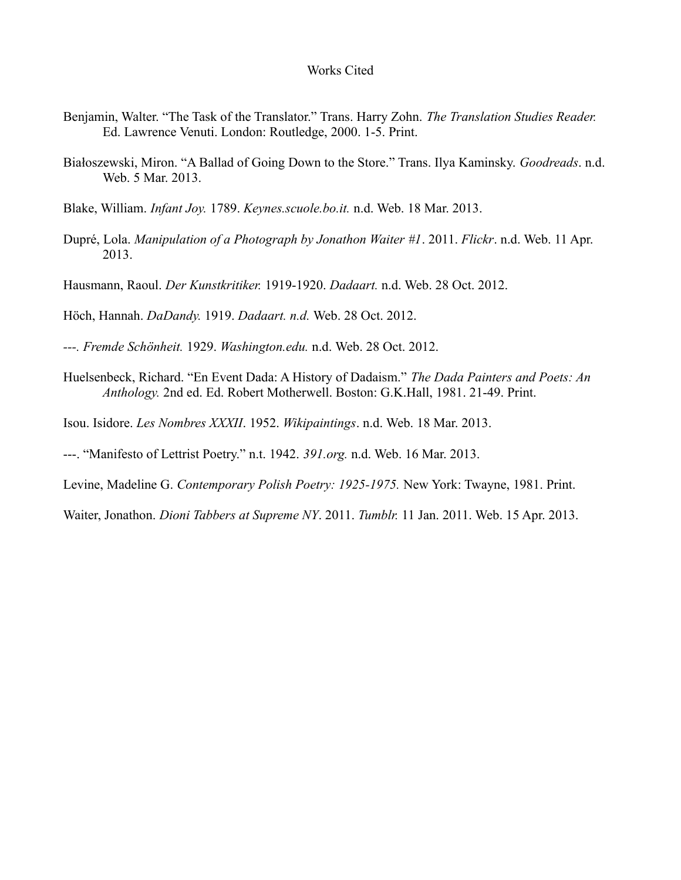# Works Cited

Benjamin, Walter. "The Task of the Translator." Trans. Harry Zohn. *The Translation Studies Reader.* Ed. Lawrence Venuti. London: Routledge, 2000. 1-5. Print.

Białoszewski, Miron. "A Ballad of Going Down to the Store." Trans. Ilya Kaminsky. *Goodreads*. n.d. Web. 5 Mar. 2013.

Blake, William. *Infant Joy.* 1789. *Keynes.scuole.bo.it.* n.d. Web. 18 Mar. 2013.

Dupré, Lola. *Manipulation of a Photograph by Jonathon Waiter #1*. 2011. *Flickr*. n.d. Web. 11 Apr. 2013.

Hausmann, Raoul. *Der Kunstkritiker.* 1919-1920. *Dadaart.* n.d. Web. 28 Oct. 2012.

Höch, Hannah. *DaDandy.* 1919. *Dadaart. n.d.* Web. 28 Oct. 2012.

---. *Fremde Schönheit.* 1929. *Washington.edu.* n.d. Web. 28 Oct. 2012.

Huelsenbeck, Richard. "En Event Dada: A History of Dadaism." *The Dada Painters and Poets: An Anthology.* 2nd ed. Ed. Robert Motherwell. Boston: G.K.Hall, 1981. 21-49. Print.

Isou. Isidore. *Les Nombres XXXII*. 1952. *Wikipaintings*. n.d. Web. 18 Mar. 2013.

---. "Manifesto of Lettrist Poetry." n.t. 1942. *391.org.* n.d. Web. 16 Mar. 2013.

Levine, Madeline G. *Contemporary Polish Poetry: 1925-1975.* New York: Twayne, 1981. Print.

Waiter, Jonathon. *Dioni Tabbers at Supreme NY*. 2011. *Tumblr.* 11 Jan. 2011. Web. 15 Apr. 2013.